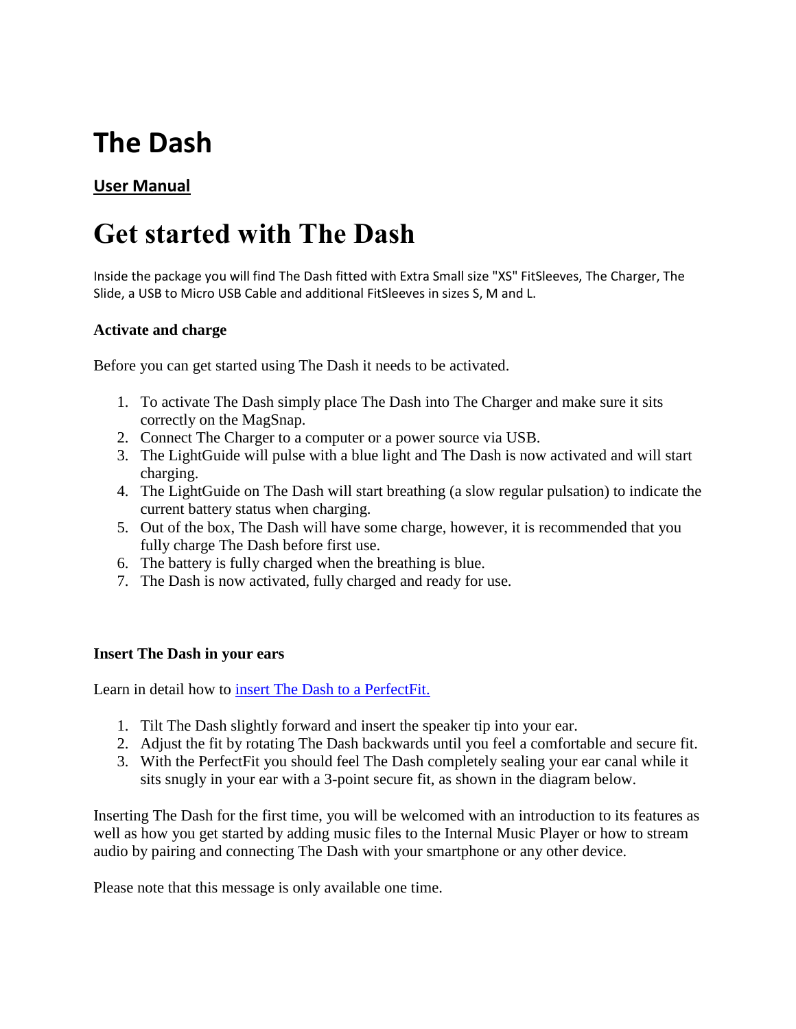# The Dash

**User Manual**

# Get started with The Dash

Inside the package you will find The Dash fitted with Extra Small size "XS" FitSleeves, The Charger, The Slide, a USB to Micro USB Cable and additional FitSleeves in sizes S, M and L.

### Activate and charge

Before you can get started using The Dash it needs to be activated.

1. To activate The Dash simply place The Dash into The Charger and make sure it sits correctly on the MagSnap.
2. Connect The Charger to a computer or a power source via USB.
3. The LightGuide will pulse with a blue light and The Dash is now activated and will start charging.
4. The LightGuide on The Dash will start breathing (a slow regular pulsation) to indicate the current battery status when charging.
5. Out of the box, The Dash will have some charge, however, it is recommended that you fully charge The Dash before first use.
6. The battery is fully charged when the breathing is blue.
7. The Dash is now activated, fully charged and ready for use.

### Insert The Dash in your ears

Learn in detail how to [insert The Dash to a PerfectFit.]()

1. Tilt The Dash slightly forward and insert the speaker tip into your ear.
2. Adjust the fit by rotating The Dash backwards until you feel a comfortable and secure fit.
3. With the PerfectFit you should feel The Dash completely sealing your ear canal while it sits snugly in your ear with a 3-point secure fit, as shown in the diagram below.

Inserting The Dash for the first time, you will be welcomed with an introduction to its features as well as how you get started by adding music files to the Internal Music Player or how to stream audio by pairing and connecting The Dash with your smartphone or any other device.

Please note that this message is only available one time.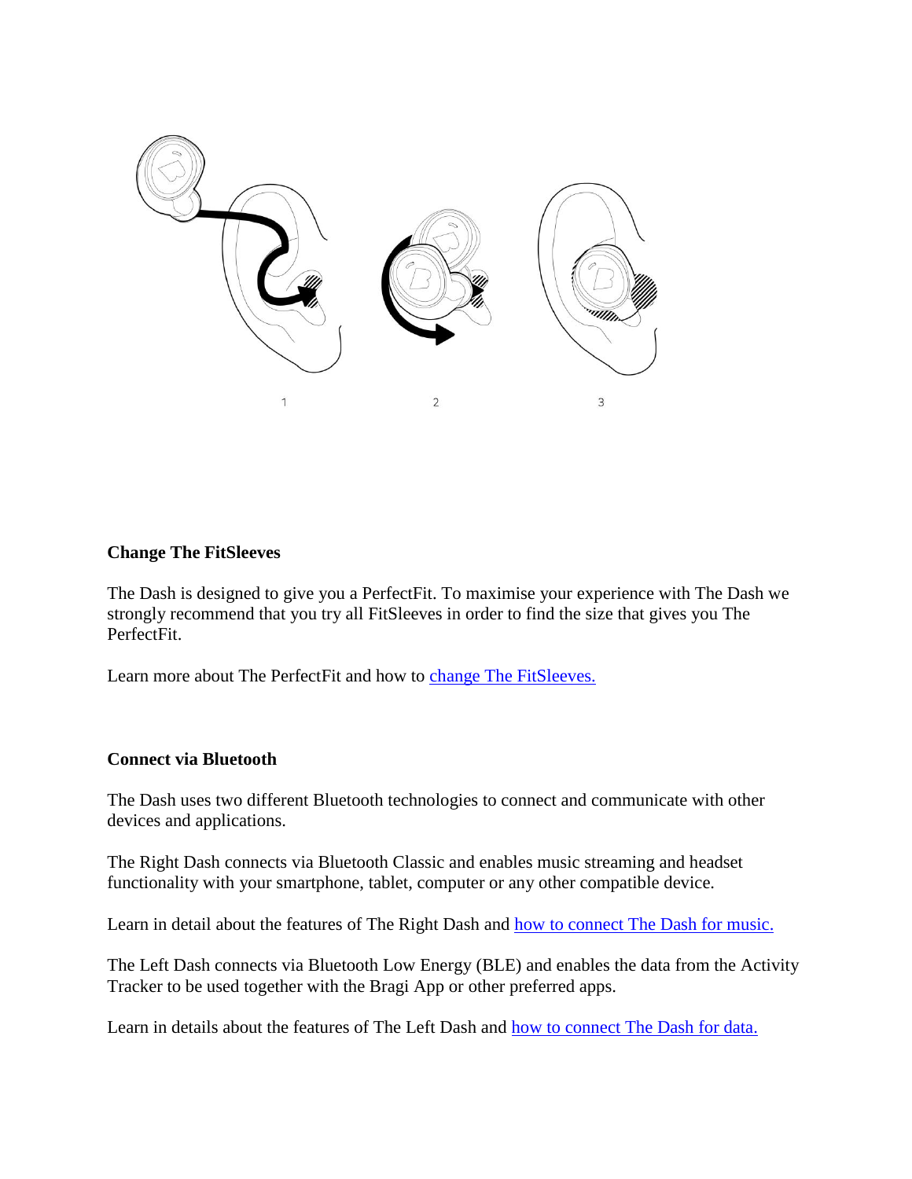1 2 3

**Change The FitSleeves**

The Dash is designed to give you a PerfectFit. To maximise your experience with The Dash we strongly recommend that you try all FitSleeves in order to find the size that gives you The PerfectFit.

Learn more about The PerfectFit and how to change The FitSleeves.

**Connect via Bluetooth**

The Dash uses two different Bluetooth technologies to connect and communicate with other devices and applications.

The Right Dash connects via Bluetooth Classic and enables music streaming and headset functionality with your smartphone, tablet, computer or any other compatible device.

Learn in detail about the features of The Right Dash and how to connect The Dash for music.

The Left Dash connects via Bluetooth Low Energy (BLE) and enables the data from the Activity Tracker to be used together with the Bragi App or other preferred apps.

Learn in details about the features of The Left Dash and how to connect The Dash for data.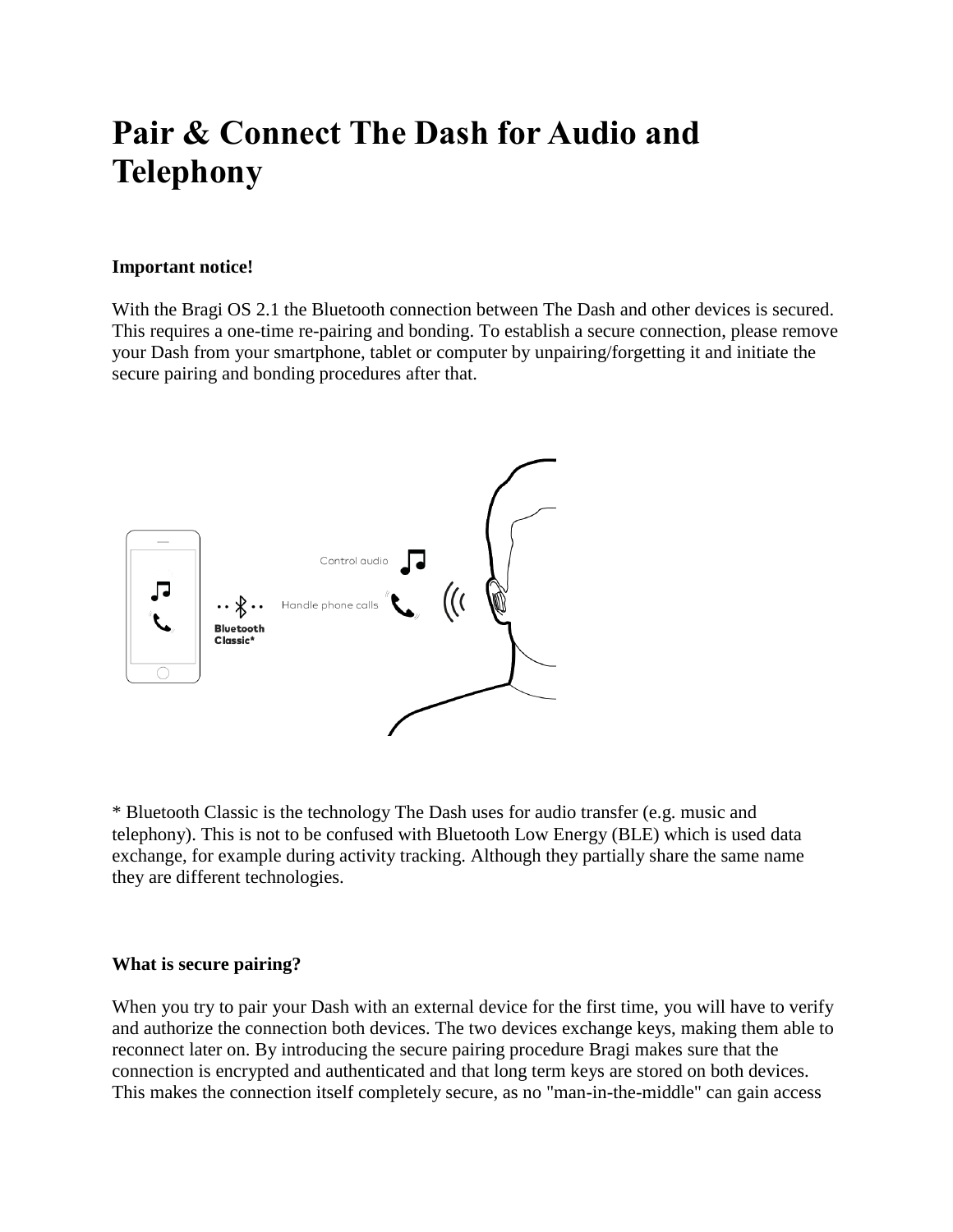# Pair & Connect The Dash for Audio and Telephony

**Important notice!**

With the Bragi OS 2.1 the Bluetooth connection between The Dash and other devices is secured. This requires a one-time re-pairing and bonding. To establish a secure connection, please remove your Dash from your smartphone, tablet or computer by unpairing/forgetting it and initiate the secure pairing and bonding procedures after that.

Control audio

Handle phone calls

Bluetooth Classic*

* Bluetooth Classic is the technology The Dash uses for audio transfer (e.g. music and telephony). This is not to be confused with Bluetooth Low Energy (BLE) which is used data exchange, for example during activity tracking. Although they partially share the same name they are different technologies.

**What is secure pairing?**

When you try to pair your Dash with an external device for the first time, you will have to verify and authorize the connection both devices. The two devices exchange keys, making them able to reconnect later on. By introducing the secure pairing procedure Bragi makes sure that the connection is encrypted and authenticated and that long term keys are stored on both devices. This makes the connection itself completely secure, as no "man-in-the-middle" can gain access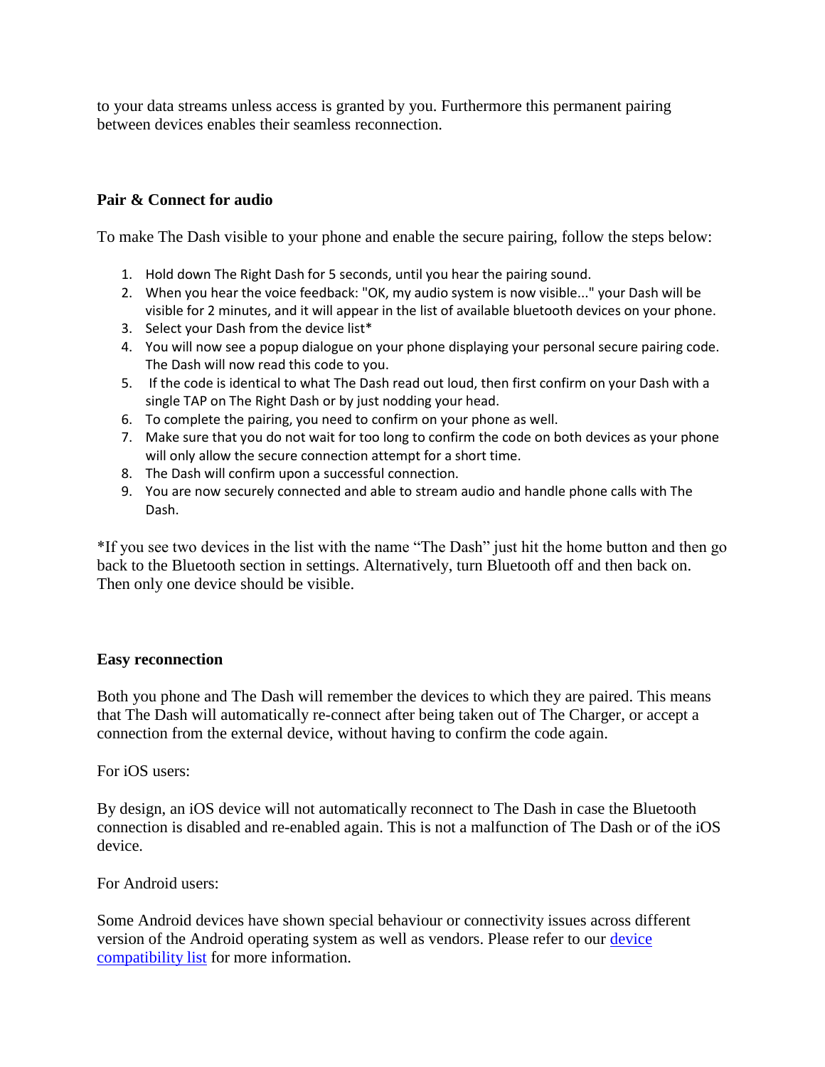to your data streams unless access is granted by you. Furthermore this permanent pairing between devices enables their seamless reconnection.

**Pair & Connect for audio**

To make The Dash visible to your phone and enable the secure pairing, follow the steps below:

1. Hold down The Right Dash for 5 seconds, until you hear the pairing sound.
2. When you hear the voice feedback: "OK, my audio system is now visible..." your Dash will be visible for 2 minutes, and it will appear in the list of available bluetooth devices on your phone.
3. Select your Dash from the device list*
4. You will now see a popup dialogue on your phone displaying your personal secure pairing code. The Dash will now read this code to you.
5. If the code is identical to what The Dash read out loud, then first confirm on your Dash with a single TAP on The Right Dash or by just nodding your head.
6. To complete the pairing, you need to confirm on your phone as well.
7. Make sure that you do not wait for too long to confirm the code on both devices as your phone will only allow the secure connection attempt for a short time.
8. The Dash will confirm upon a successful connection.
9. You are now securely connected and able to stream audio and handle phone calls with The Dash.

*If you see two devices in the list with the name “The Dash” just hit the home button and then go back to the Bluetooth section in settings. Alternatively, turn Bluetooth off and then back on. Then only one device should be visible.

**Easy reconnection**

Both you phone and The Dash will remember the devices to which they are paired. This means that The Dash will automatically re-connect after being taken out of The Charger, or accept a connection from the external device, without having to confirm the code again.

For iOS users:

By design, an iOS device will not automatically reconnect to The Dash in case the Bluetooth connection is disabled and re-enabled again. This is not a malfunction of The Dash or of the iOS device.

For Android users:

Some Android devices have shown special behaviour or connectivity issues across different version of the Android operating system as well as vendors. Please refer to our device compatibility list for more information.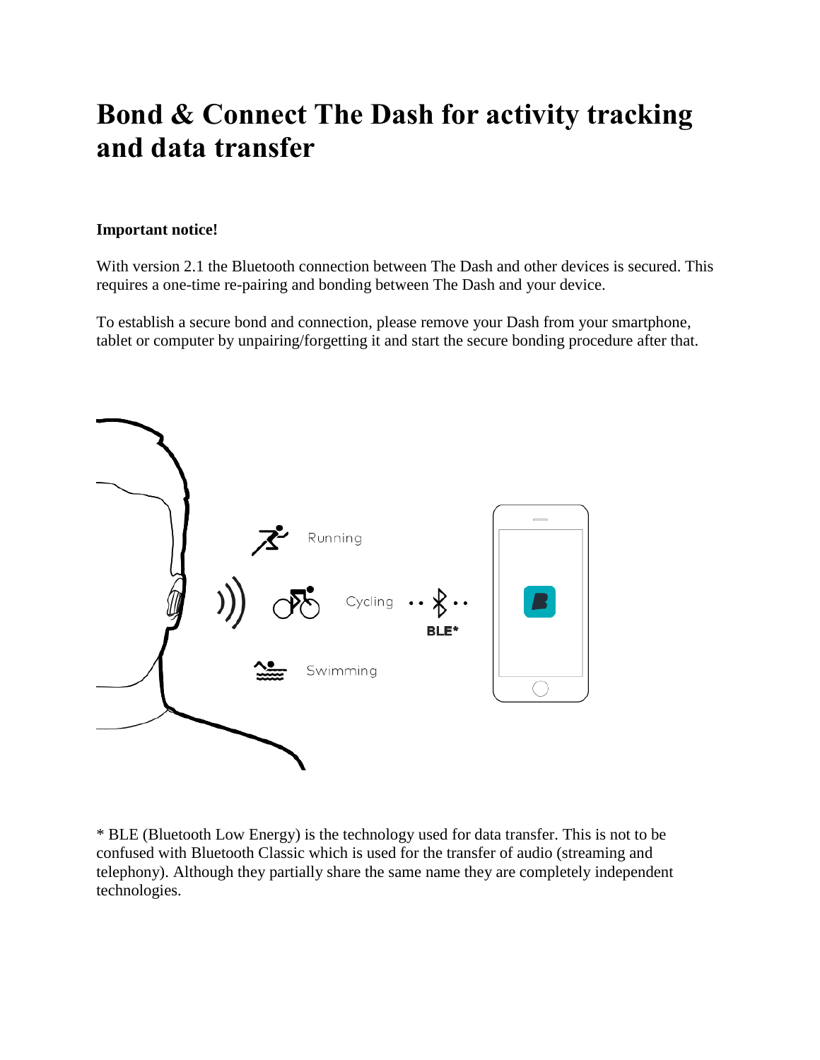# Bond & Connect The Dash for activity tracking and data transfer

**Important notice!**

With version 2.1 the Bluetooth connection between The Dash and other devices is secured. This requires a one-time re-pairing and bonding between The Dash and your device.

To establish a secure bond and connection, please remove your Dash from your smartphone, tablet or computer by unpairing/forgetting it and start the secure bonding procedure after that.

* BLE (Bluetooth Low Energy) is the technology used for data transfer. This is not to be confused with Bluetooth Classic which is used for the transfer of audio (streaming and telephony). Although they partially share the same name they are completely independent technologies.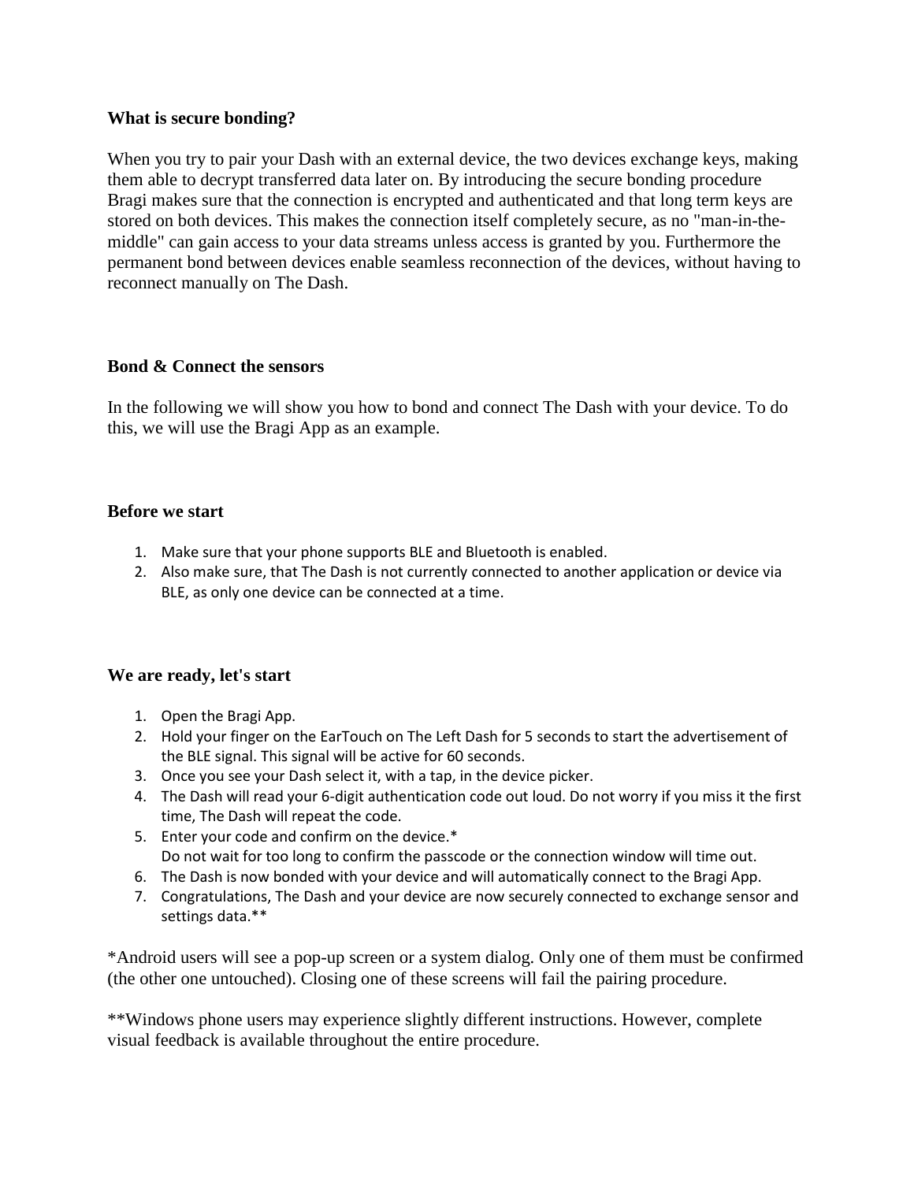**What is secure bonding?**

When you try to pair your Dash with an external device, the two devices exchange keys, making them able to decrypt transferred data later on. By introducing the secure bonding procedure Bragi makes sure that the connection is encrypted and authenticated and that long term keys are stored on both devices. This makes the connection itself completely secure, as no "man-in-the-middle" can gain access to your data streams unless access is granted by you. Furthermore the permanent bond between devices enable seamless reconnection of the devices, without having to reconnect manually on The Dash.

**Bond & Connect the sensors**

In the following we will show you how to bond and connect The Dash with your device. To do this, we will use the Bragi App as an example.

**Before we start**

1. Make sure that your phone supports BLE and Bluetooth is enabled.
2. Also make sure, that The Dash is not currently connected to another application or device via BLE, as only one device can be connected at a time.

**We are ready, let's start**

1. Open the Bragi App.
2. Hold your finger on the EarTouch on The Left Dash for 5 seconds to start the advertisement of the BLE signal. This signal will be active for 60 seconds.
3. Once you see your Dash select it, with a tap, in the device picker.
4. The Dash will read your 6-digit authentication code out loud. Do not worry if you miss it the first time, The Dash will repeat the code.
5. Enter your code and confirm on the device.*
   Do not wait for too long to confirm the passcode or the connection window will time out.
6. The Dash is now bonded with your device and will automatically connect to the Bragi App.
7. Congratulations, The Dash and your device are now securely connected to exchange sensor and settings data.**

*Android users will see a pop-up screen or a system dialog. Only one of them must be confirmed (the other one untouched). Closing one of these screens will fail the pairing procedure.

**Windows phone users may experience slightly different instructions. However, complete visual feedback is available throughout the entire procedure.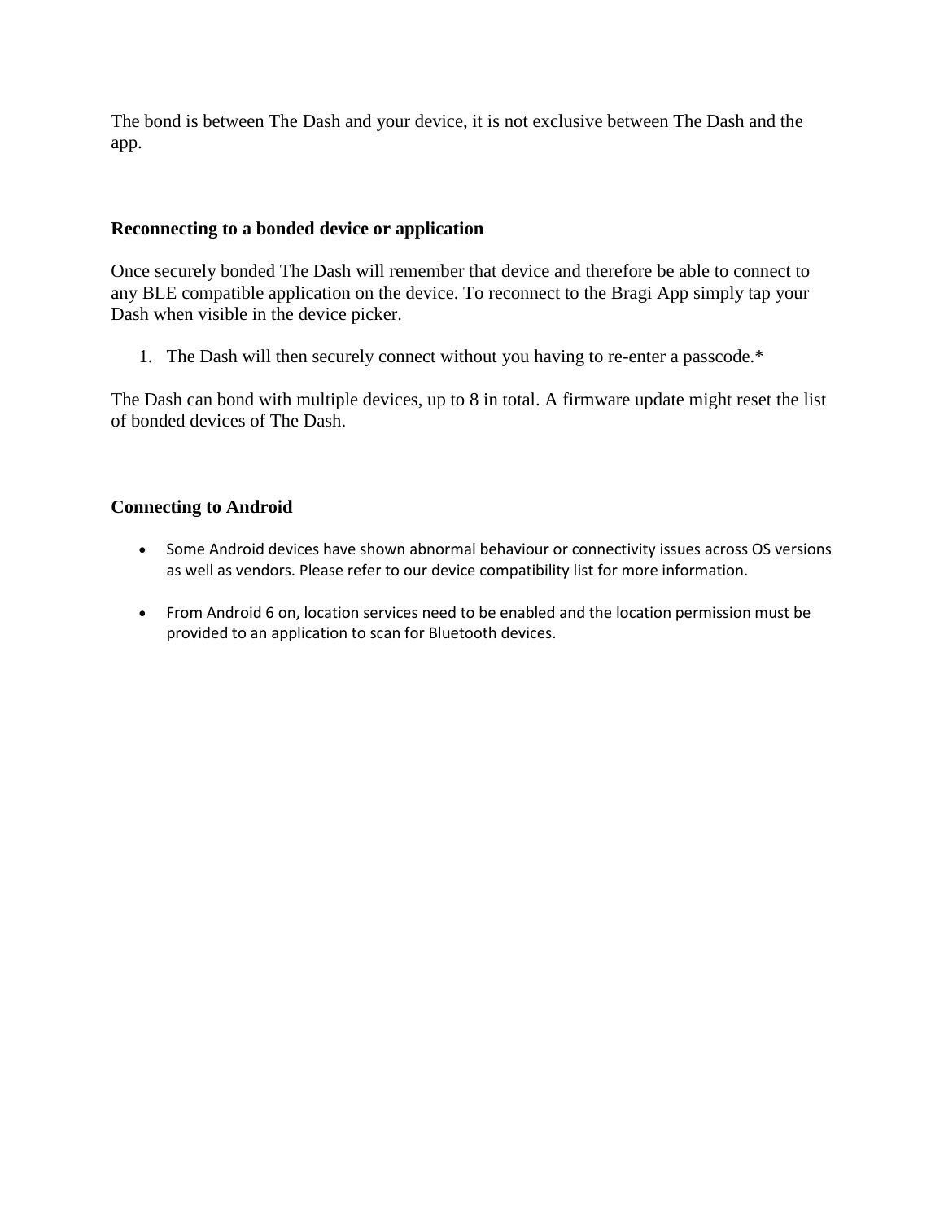The bond is between The Dash and your device, it is not exclusive between The Dash and the app.

### Reconnecting to a bonded device or application

Once securely bonded The Dash will remember that device and therefore be able to connect to any BLE compatible application on the device. To reconnect to the Bragi App simply tap your Dash when visible in the device picker.

1. The Dash will then securely connect without you having to re-enter a passcode.*

The Dash can bond with multiple devices, up to 8 in total. A firmware update might reset the list of bonded devices of The Dash.

### Connecting to Android

- Some Android devices have shown abnormal behaviour or connectivity issues across OS versions as well as vendors. Please refer to our device compatibility list for more information.
- From Android 6 on, location services need to be enabled and the location permission must be provided to an application to scan for Bluetooth devices.